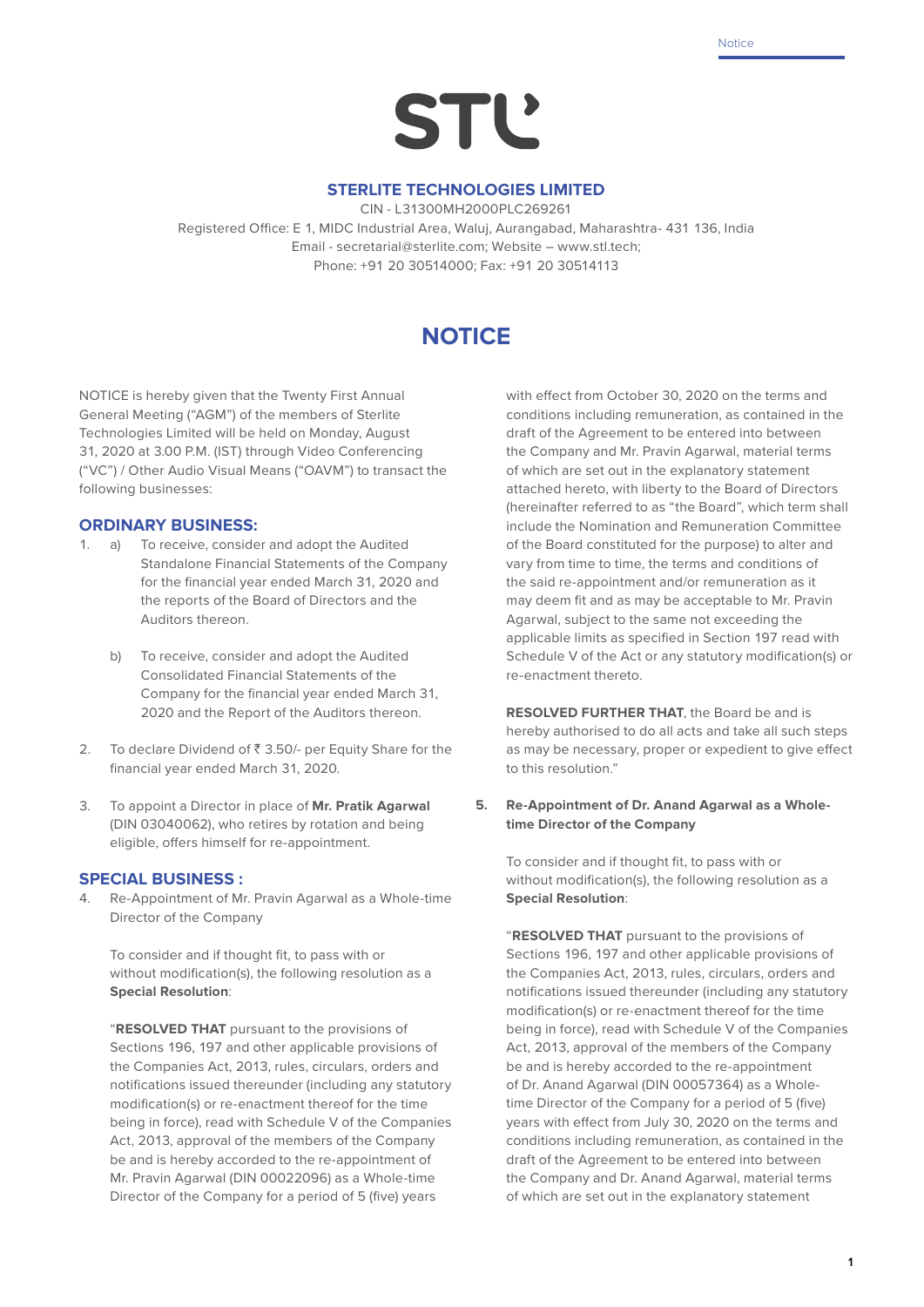STL

**STERLITE TECHNOLOGIES LIMITED**

CIN - L31300MH2000PLC269261

Registered Office: E 1, MIDC Industrial Area, Waluj, Aurangabad, Maharashtra- 431 136, India

Email - secretarial@sterlite.com; Website – www.stl.tech;

Phone: +91 20 30514000; Fax: +91 20 30514113

# NOTICE

NOTICE is hereby given that the Twenty First Annual General Meeting ("AGM") of the members of Sterlite Technologies Limited will be held on Monday, August 31, 2020 at 3.00 P.M. (IST) through Video Conferencing ("VC") / Other Audio Visual Means ("OAVM") to transact the following businesses:

## ORDINARY BUSINESS:

1. a) To receive, consider and adopt the Audited Standalone Financial Statements of the Company for the financial year ended March 31, 2020 and the reports of the Board of Directors and the Auditors thereon.

   b) To receive, consider and adopt the Audited Consolidated Financial Statements of the Company for the financial year ended March 31, 2020 and the Report of the Auditors thereon.

2. To declare Dividend of ₹ 3.50/- per Equity Share for the financial year ended March 31, 2020.

3. To appoint a Director in place of **Mr. Pratik Agarwal** (DIN 03040062), who retires by rotation and being eligible, offers himself for re-appointment.

## SPECIAL BUSINESS :

4. Re-Appointment of Mr. Pravin Agarwal as a Whole-time Director of the Company

   To consider and if thought fit, to pass with or without modification(s), the following resolution as a **Special Resolution**:

   "**RESOLVED THAT** pursuant to the provisions of Sections 196, 197 and other applicable provisions of the Companies Act, 2013, rules, circulars, orders and notifications issued thereunder (including any statutory modification(s) or re-enactment thereof for the time being in force), read with Schedule V of the Companies Act, 2013, approval of the members of the Company be and is hereby accorded to the re-appointment of Mr. Pravin Agarwal (DIN 00022096) as a Whole-time Director of the Company for a period of 5 (five) years with effect from October 30, 2020 on the terms and conditions including remuneration, as contained in the draft of the Agreement to be entered into between the Company and Mr. Pravin Agarwal, material terms of which are set out in the explanatory statement attached hereto, with liberty to the Board of Directors (hereinafter referred to as "the Board", which term shall include the Nomination and Remuneration Committee of the Board constituted for the purpose) to alter and vary from time to time, the terms and conditions of the said re-appointment and/or remuneration as it may deem fit and as may be acceptable to Mr. Pravin Agarwal, subject to the same not exceeding the applicable limits as specified in Section 197 read with Schedule V of the Act or any statutory modification(s) or re-enactment thereto.

   **RESOLVED FURTHER THAT**, the Board be and is hereby authorised to do all acts and take all such steps as may be necessary, proper or expedient to give effect to this resolution."

5. **Re-Appointment of Dr. Anand Agarwal as a Whole-time Director of the Company**

   To consider and if thought fit, to pass with or without modification(s), the following resolution as a **Special Resolution**:

   "**RESOLVED THAT** pursuant to the provisions of Sections 196, 197 and other applicable provisions of the Companies Act, 2013, rules, circulars, orders and notifications issued thereunder (including any statutory modification(s) or re-enactment thereof for the time being in force), read with Schedule V of the Companies Act, 2013, approval of the members of the Company be and is hereby accorded to the re-appointment of Dr. Anand Agarwal (DIN 00057364) as a Whole-time Director of the Company for a period of 5 (five) years with effect from July 30, 2020 on the terms and conditions including remuneration, as contained in the draft of the Agreement to be entered into between the Company and Dr. Anand Agarwal, material terms of which are set out in the explanatory statement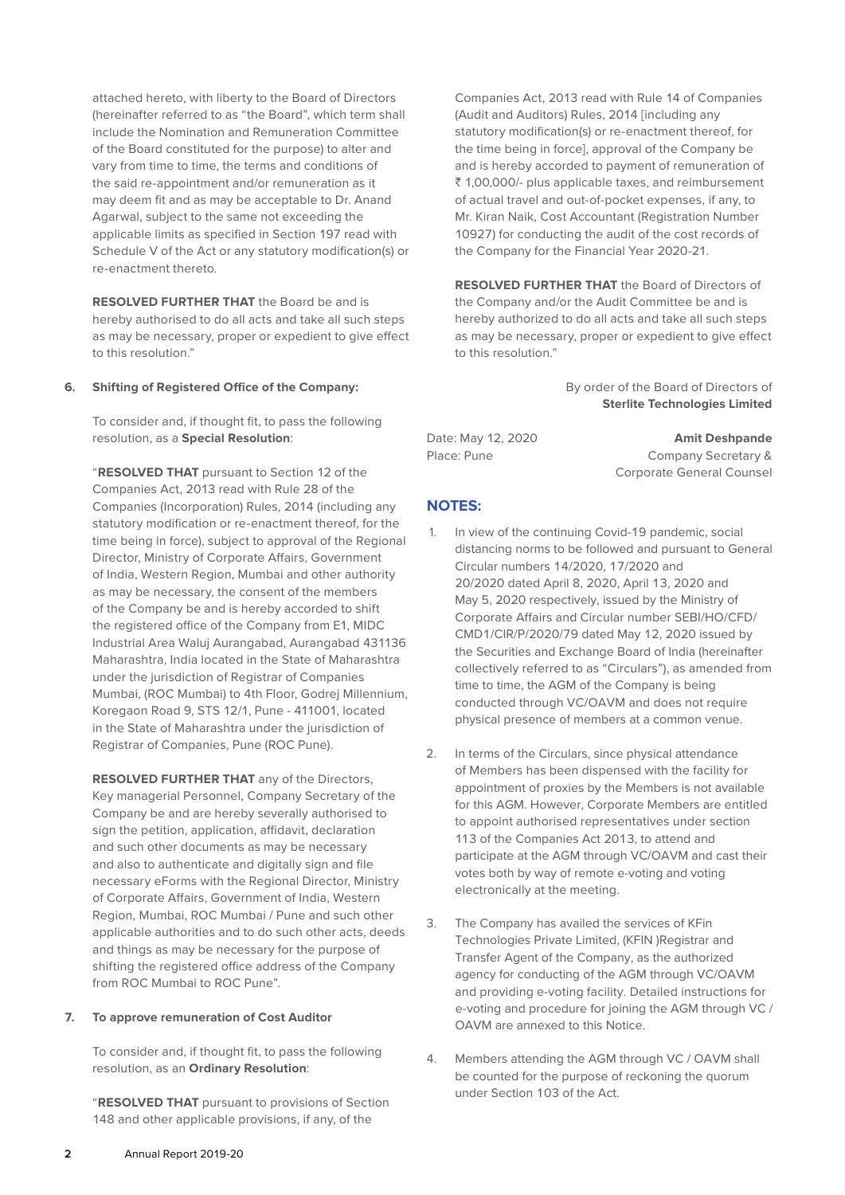attached hereto, with liberty to the Board of Directors (hereinafter referred to as "the Board", which term shall include the Nomination and Remuneration Committee of the Board constituted for the purpose) to alter and vary from time to time, the terms and conditions of the said re-appointment and/or remuneration as it may deem fit and as may be acceptable to Dr. Anand Agarwal, subject to the same not exceeding the applicable limits as specified in Section 197 read with Schedule V of the Act or any statutory modification(s) or re-enactment thereto.

**RESOLVED FURTHER THAT** the Board be and is hereby authorised to do all acts and take all such steps as may be necessary, proper or expedient to give effect to this resolution."

**6. Shifting of Registered Office of the Company:**

To consider and, if thought fit, to pass the following resolution, as a **Special Resolution**:

"**RESOLVED THAT** pursuant to Section 12 of the Companies Act, 2013 read with Rule 28 of the Companies (Incorporation) Rules, 2014 (including any statutory modification or re-enactment thereof, for the time being in force), subject to approval of the Regional Director, Ministry of Corporate Affairs, Government of India, Western Region, Mumbai and other authority as may be necessary, the consent of the members of the Company be and is hereby accorded to shift the registered office of the Company from E1, MIDC Industrial Area Waluj Aurangabad, Aurangabad 431136 Maharashtra, India located in the State of Maharashtra under the jurisdiction of Registrar of Companies Mumbai, (ROC Mumbai) to 4th Floor, Godrej Millennium, Koregaon Road 9, STS 12/1, Pune - 411001, located in the State of Maharashtra under the jurisdiction of Registrar of Companies, Pune (ROC Pune).

**RESOLVED FURTHER THAT** any of the Directors, Key managerial Personnel, Company Secretary of the Company be and are hereby severally authorised to sign the petition, application, affidavit, declaration and such other documents as may be necessary and also to authenticate and digitally sign and file necessary eForms with the Regional Director, Ministry of Corporate Affairs, Government of India, Western Region, Mumbai, ROC Mumbai / Pune and such other applicable authorities and to do such other acts, deeds and things as may be necessary for the purpose of shifting the registered office address of the Company from ROC Mumbai to ROC Pune".

**7. To approve remuneration of Cost Auditor**

To consider and, if thought fit, to pass the following resolution, as an **Ordinary Resolution**:

"**RESOLVED THAT** pursuant to provisions of Section 148 and other applicable provisions, if any, of the Companies Act, 2013 read with Rule 14 of Companies (Audit and Auditors) Rules, 2014 [including any statutory modification(s) or re-enactment thereof, for the time being in force], approval of the Company be and is hereby accorded to payment of remuneration of ₹ 1,00,000/- plus applicable taxes, and reimbursement of actual travel and out-of-pocket expenses, if any, to Mr. Kiran Naik, Cost Accountant (Registration Number 10927) for conducting the audit of the cost records of the Company for the Financial Year 2020-21.

**RESOLVED FURTHER THAT** the Board of Directors of the Company and/or the Audit Committee be and is hereby authorized to do all acts and take all such steps as may be necessary, proper or expedient to give effect to this resolution."

By order of the Board of Directors of
**Sterlite Technologies Limited**

Date: May 12, 2020
Place: Pune

**Amit Deshpande**
Company Secretary &
Corporate General Counsel

## NOTES:

1. In view of the continuing Covid-19 pandemic, social distancing norms to be followed and pursuant to General Circular numbers 14/2020, 17/2020 and 20/2020 dated April 8, 2020, April 13, 2020 and May 5, 2020 respectively, issued by the Ministry of Corporate Affairs and Circular number SEBI/HO/CFD/CMD1/CIR/P/2020/79 dated May 12, 2020 issued by the Securities and Exchange Board of India (hereinafter collectively referred to as "Circulars"), as amended from time to time, the AGM of the Company is being conducted through VC/OAVM and does not require physical presence of members at a common venue.

2. In terms of the Circulars, since physical attendance of Members has been dispensed with the facility for appointment of proxies by the Members is not available for this AGM. However, Corporate Members are entitled to appoint authorised representatives under section 113 of the Companies Act 2013, to attend and participate at the AGM through VC/OAVM and cast their votes both by way of remote e-voting and voting electronically at the meeting.

3. The Company has availed the services of KFin Technologies Private Limited, (KFIN )Registrar and Transfer Agent of the Company, as the authorized agency for conducting of the AGM through VC/OAVM and providing e-voting facility. Detailed instructions for e-voting and procedure for joining the AGM through VC / OAVM are annexed to this Notice.

4. Members attending the AGM through VC / OAVM shall be counted for the purpose of reckoning the quorum under Section 103 of the Act.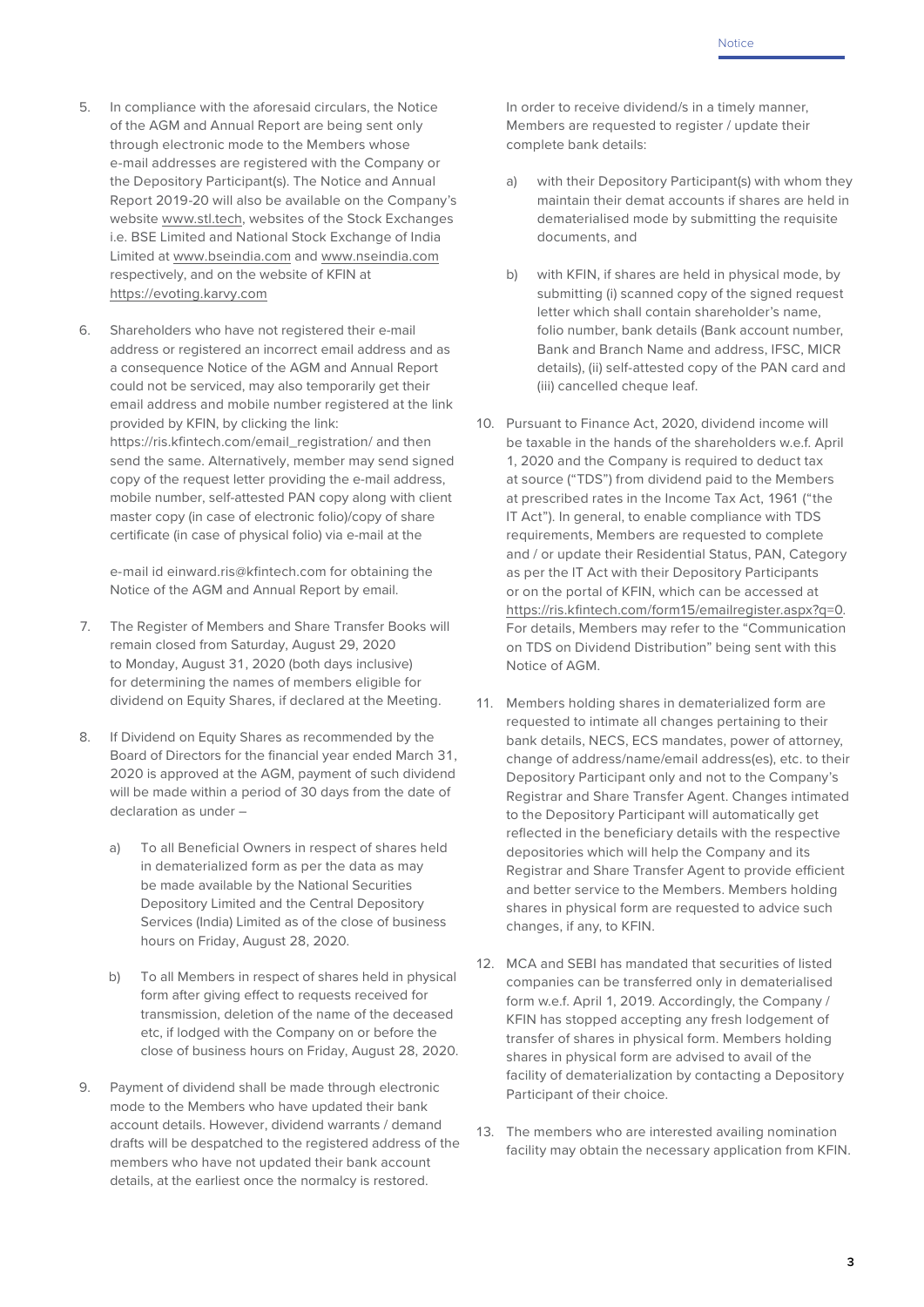5. In compliance with the aforesaid circulars, the Notice of the AGM and Annual Report are being sent only through electronic mode to the Members whose e-mail addresses are registered with the Company or the Depository Participant(s). The Notice and Annual Report 2019-20 will also be available on the Company's website www.stl.tech, websites of the Stock Exchanges i.e. BSE Limited and National Stock Exchange of India Limited at www.bseindia.com and www.nseindia.com respectively, and on the website of KFIN at https://evoting.karvy.com

6. Shareholders who have not registered their e-mail address or registered an incorrect email address and as a consequence Notice of the AGM and Annual Report could not be serviced, may also temporarily get their email address and mobile number registered at the link provided by KFIN, by clicking the link: https://ris.kfintech.com/email_registration/ and then send the same. Alternatively, member may send signed copy of the request letter providing the e-mail address, mobile number, self-attested PAN copy along with client master copy (in case of electronic folio)/copy of share certificate (in case of physical folio) via e-mail at the

   e-mail id einward.ris@kfintech.com for obtaining the Notice of the AGM and Annual Report by email.

7. The Register of Members and Share Transfer Books will remain closed from Saturday, August 29, 2020 to Monday, August 31, 2020 (both days inclusive) for determining the names of members eligible for dividend on Equity Shares, if declared at the Meeting.

8. If Dividend on Equity Shares as recommended by the Board of Directors for the financial year ended March 31, 2020 is approved at the AGM, payment of such dividend will be made within a period of 30 days from the date of declaration as under –

   a) To all Beneficial Owners in respect of shares held in dematerialized form as per the data as may be made available by the National Securities Depository Limited and the Central Depository Services (India) Limited as of the close of business hours on Friday, August 28, 2020.

   b) To all Members in respect of shares held in physical form after giving effect to requests received for transmission, deletion of the name of the deceased etc, if lodged with the Company on or before the close of business hours on Friday, August 28, 2020.

9. Payment of dividend shall be made through electronic mode to the Members who have updated their bank account details. However, dividend warrants / demand drafts will be despatched to the registered address of the members who have not updated their bank account details, at the earliest once the normalcy is restored.

   In order to receive dividend/s in a timely manner, Members are requested to register / update their complete bank details:

   a) with their Depository Participant(s) with whom they maintain their demat accounts if shares are held in dematerialised mode by submitting the requisite documents, and

   b) with KFIN, if shares are held in physical mode, by submitting (i) scanned copy of the signed request letter which shall contain shareholder's name, folio number, bank details (Bank account number, Bank and Branch Name and address, IFSC, MICR details), (ii) self-attested copy of the PAN card and (iii) cancelled cheque leaf.

10. Pursuant to Finance Act, 2020, dividend income will be taxable in the hands of the shareholders w.e.f. April 1, 2020 and the Company is required to deduct tax at source ("TDS") from dividend paid to the Members at prescribed rates in the Income Tax Act, 1961 ("the IT Act"). In general, to enable compliance with TDS requirements, Members are requested to complete and / or update their Residential Status, PAN, Category as per the IT Act with their Depository Participants or on the portal of KFIN, which can be accessed at https://ris.kfintech.com/form15/emailregister.aspx?q=0. For details, Members may refer to the "Communication on TDS on Dividend Distribution" being sent with this Notice of AGM.

11. Members holding shares in dematerialized form are requested to intimate all changes pertaining to their bank details, NECS, ECS mandates, power of attorney, change of address/name/email address(es), etc. to their Depository Participant only and not to the Company's Registrar and Share Transfer Agent. Changes intimated to the Depository Participant will automatically get reflected in the beneficiary details with the respective depositories which will help the Company and its Registrar and Share Transfer Agent to provide efficient and better service to the Members. Members holding shares in physical form are requested to advice such changes, if any, to KFIN.

12. MCA and SEBI has mandated that securities of listed companies can be transferred only in dematerialised form w.e.f. April 1, 2019. Accordingly, the Company / KFIN has stopped accepting any fresh lodgement of transfer of shares in physical form. Members holding shares in physical form are advised to avail of the facility of dematerialization by contacting a Depository Participant of their choice.

13. The members who are interested availing nomination facility may obtain the necessary application from KFIN.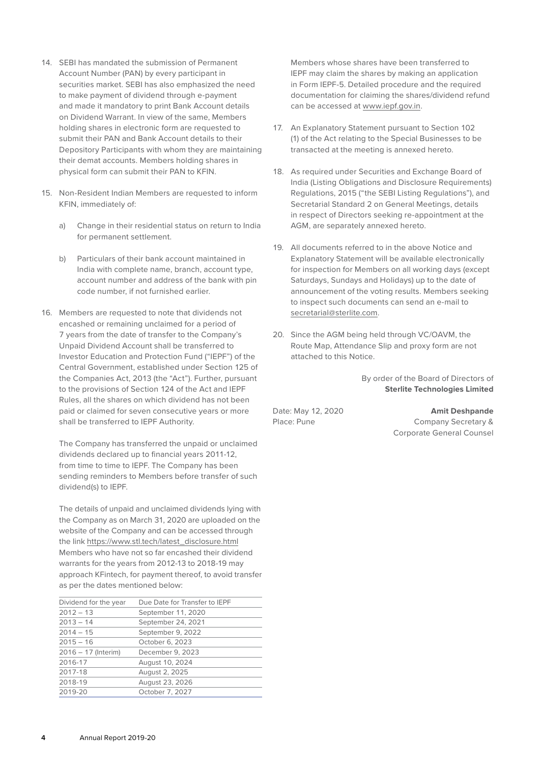14. SEBI has mandated the submission of Permanent Account Number (PAN) by every participant in securities market. SEBI has also emphasized the need to make payment of dividend through e-payment and made it mandatory to print Bank Account details on Dividend Warrant. In view of the same, Members holding shares in electronic form are requested to submit their PAN and Bank Account details to their Depository Participants with whom they are maintaining their demat accounts. Members holding shares in physical form can submit their PAN to KFIN.

15. Non-Resident Indian Members are requested to inform KFIN, immediately of:

    a) Change in their residential status on return to India for permanent settlement.

    b) Particulars of their bank account maintained in India with complete name, branch, account type, account number and address of the bank with pin code number, if not furnished earlier.

16. Members are requested to note that dividends not encashed or remaining unclaimed for a period of 7 years from the date of transfer to the Company's Unpaid Dividend Account shall be transferred to Investor Education and Protection Fund ("IEPF") of the Central Government, established under Section 125 of the Companies Act, 2013 (the "Act"). Further, pursuant to the provisions of Section 124 of the Act and IEPF Rules, all the shares on which dividend has not been paid or claimed for seven consecutive years or more shall be transferred to IEPF Authority.

    The Company has transferred the unpaid or unclaimed dividends declared up to financial years 2011-12, from time to time to IEPF. The Company has been sending reminders to Members before transfer of such dividend(s) to IEPF.

    The details of unpaid and unclaimed dividends lying with the Company as on March 31, 2020 are uploaded on the website of the Company and can be accessed through the link https://www.stl.tech/latest_disclosure.html Members who have not so far encashed their dividend warrants for the years from 2012-13 to 2018-19 may approach KFintech, for payment thereof, to avoid transfer as per the dates mentioned below:

| Dividend for the year | Due Date for Transfer to IEPF |
|---|---|
| 2012 – 13 | September 11, 2020 |
| 2013 – 14 | September 24, 2021 |
| 2014 – 15 | September 9, 2022 |
| 2015 – 16 | October 6, 2023 |
| 2016 – 17 (Interim) | December 9, 2023 |
| 2016-17 | August 10, 2024 |
| 2017-18 | August 2, 2025 |
| 2018-19 | August 23, 2026 |
| 2019-20 | October 7, 2027 |

    Members whose shares have been transferred to IEPF may claim the shares by making an application in Form IEPF-5. Detailed procedure and the required documentation for claiming the shares/dividend refund can be accessed at www.iepf.gov.in.

17. An Explanatory Statement pursuant to Section 102 (1) of the Act relating to the Special Businesses to be transacted at the meeting is annexed hereto.

18. As required under Securities and Exchange Board of India (Listing Obligations and Disclosure Requirements) Regulations, 2015 ("the SEBI Listing Regulations"), and Secretarial Standard 2 on General Meetings, details in respect of Directors seeking re-appointment at the AGM, are separately annexed hereto.

19. All documents referred to in the above Notice and Explanatory Statement will be available electronically for inspection for Members on all working days (except Saturdays, Sundays and Holidays) up to the date of announcement of the voting results. Members seeking to inspect such documents can send an e-mail to secretarial@sterlite.com.

20. Since the AGM being held through VC/OAVM, the Route Map, Attendance Slip and proxy form are not attached to this Notice.

By order of the Board of Directors of
**Sterlite Technologies Limited**

Date: May 12, 2020
Place: Pune

**Amit Deshpande**
Company Secretary &
Corporate General Counsel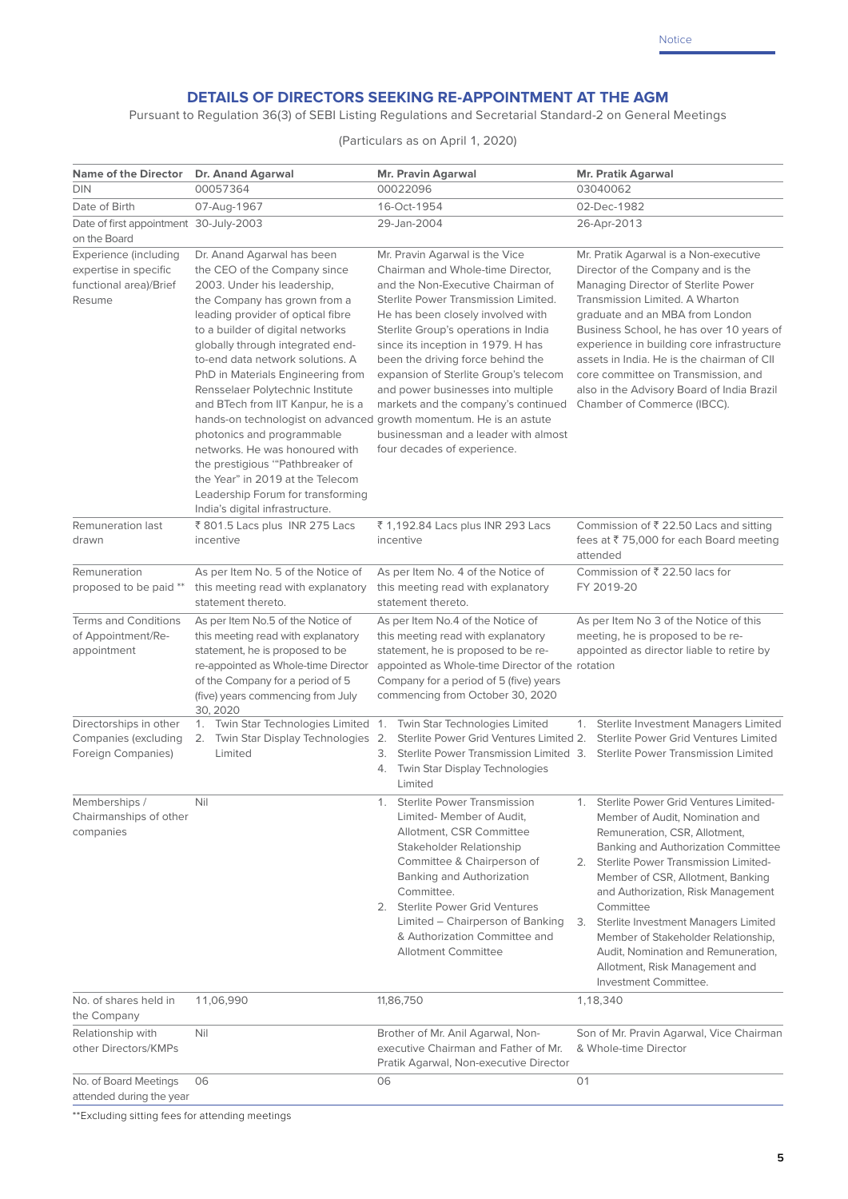## DETAILS OF DIRECTORS SEEKING RE-APPOINTMENT AT THE AGM

Pursuant to Regulation 36(3) of SEBI Listing Regulations and Secretarial Standard-2 on General Meetings

(Particulars as on April 1, 2020)

| Name of the Director | Dr. Anand Agarwal | Mr. Pravin Agarwal | Mr. Pratik Agarwal |
|---|---|---|---|
| DIN | 00057364 | 00022096 | 03040062 |
| Date of Birth | 07-Aug-1967 | 16-Oct-1954 | 02-Dec-1982 |
| Date of first appointment on the Board | 30-July-2003 | 29-Jan-2004 | 26-Apr-2013 |
| Experience (including expertise in specific functional area)/Brief Resume | Dr. Anand Agarwal has been the CEO of the Company since 2003. Under his leadership, the Company has grown from a leading provider of optical fibre to a builder of digital networks globally through integrated end-to-end data network solutions. A PhD in Materials Engineering from Rensselaer Polytechnic Institute and BTech from IIT Kanpur, he is a hands-on technologist on advanced photonics and programmable networks. He was honoured with the prestigious '"Pathbreaker of the Year" in 2019 at the Telecom Leadership Forum for transforming India's digital infrastructure. | Mr. Pravin Agarwal is the Vice Chairman and Whole-time Director, and the Non-Executive Chairman of Sterlite Power Transmission Limited. He has been closely involved with Sterlite Group's operations in India since its inception in 1979. H has been the driving force behind the expansion of Sterlite Group's telecom and power businesses into multiple markets and the company's continued growth momentum. He is an astute businessman and a leader with almost four decades of experience. | Mr. Pratik Agarwal is a Non-executive Director of the Company and is the Managing Director of Sterlite Power Transmission Limited. A Wharton graduate and an MBA from London Business School, he has over 10 years of experience in building core infrastructure assets in India. He is the chairman of CII core committee on Transmission, and also in the Advisory Board of India Brazil Chamber of Commerce (IBCC). |
| Remuneration last drawn | ₹ 801.5 Lacs plus INR 275 Lacs incentive | ₹ 1,192.84 Lacs plus INR 293 Lacs incentive | Commission of ₹ 22.50 Lacs and sitting fees at ₹ 75,000 for each Board meeting attended |
| Remuneration proposed to be paid ** | As per Item No. 5 of the Notice of this meeting read with explanatory statement thereto. | As per Item No. 4 of the Notice of this meeting read with explanatory statement thereto. | Commission of ₹ 22.50 lacs for FY 2019-20 |
| Terms and Conditions of Appointment/Re-appointment | As per Item No.5 of the Notice of this meeting read with explanatory statement, he is proposed to be re-appointed as Whole-time Director of the Company for a period of 5 (five) years commencing from July 30, 2020 | As per Item No.4 of the Notice of this meeting read with explanatory statement, he is proposed to be re-appointed as Whole-time Director of the Company for a period of 5 (five) years commencing from October 30, 2020 | As per Item No 3 of the Notice of this meeting, he is proposed to be re-appointed as director liable to retire by rotation |
| Directorships in other Companies (excluding Foreign Companies) | 1. Twin Star Technologies Limited<br>2. Twin Star Display Technologies Limited | 1. Twin Star Technologies Limited<br>2. Sterlite Power Grid Ventures Limited<br>3. Sterlite Power Transmission Limited<br>4. Twin Star Display Technologies Limited | 1. Sterlite Investment Managers Limited<br>2. Sterlite Power Grid Ventures Limited<br>3. Sterlite Power Transmission Limited |
| Memberships / Chairmanships of other companies | Nil | 1. Sterlite Power Transmission Limited- Member of Audit, Allotment, CSR Committee Stakeholder Relationship Committee & Chairperson of Banking and Authorization Committee.<br>2. Sterlite Power Grid Ventures Limited – Chairperson of Banking & Authorization Committee and Allotment Committee | 1. Sterlite Power Grid Ventures Limited- Member of Audit, Nomination and Remuneration, CSR, Allotment, Banking and Authorization Committee<br>2. Sterlite Power Transmission Limited- Member of CSR, Allotment, Banking and Authorization, Risk Management Committee<br>3. Sterlite Investment Managers Limited Member of Stakeholder Relationship, Audit, Nomination and Remuneration, Allotment, Risk Management and Investment Committee. |
| No. of shares held in the Company | 11,06,990 | 11,86,750 | 1,18,340 |
| Relationship with other Directors/KMPs | Nil | Brother of Mr. Anil Agarwal, Non-executive Chairman and Father of Mr. Pratik Agarwal, Non-executive Director | Son of Mr. Pravin Agarwal, Vice Chairman & Whole-time Director |
| No. of Board Meetings attended during the year | 06 | 06 | 01 |

**Excluding sitting fees for attending meetings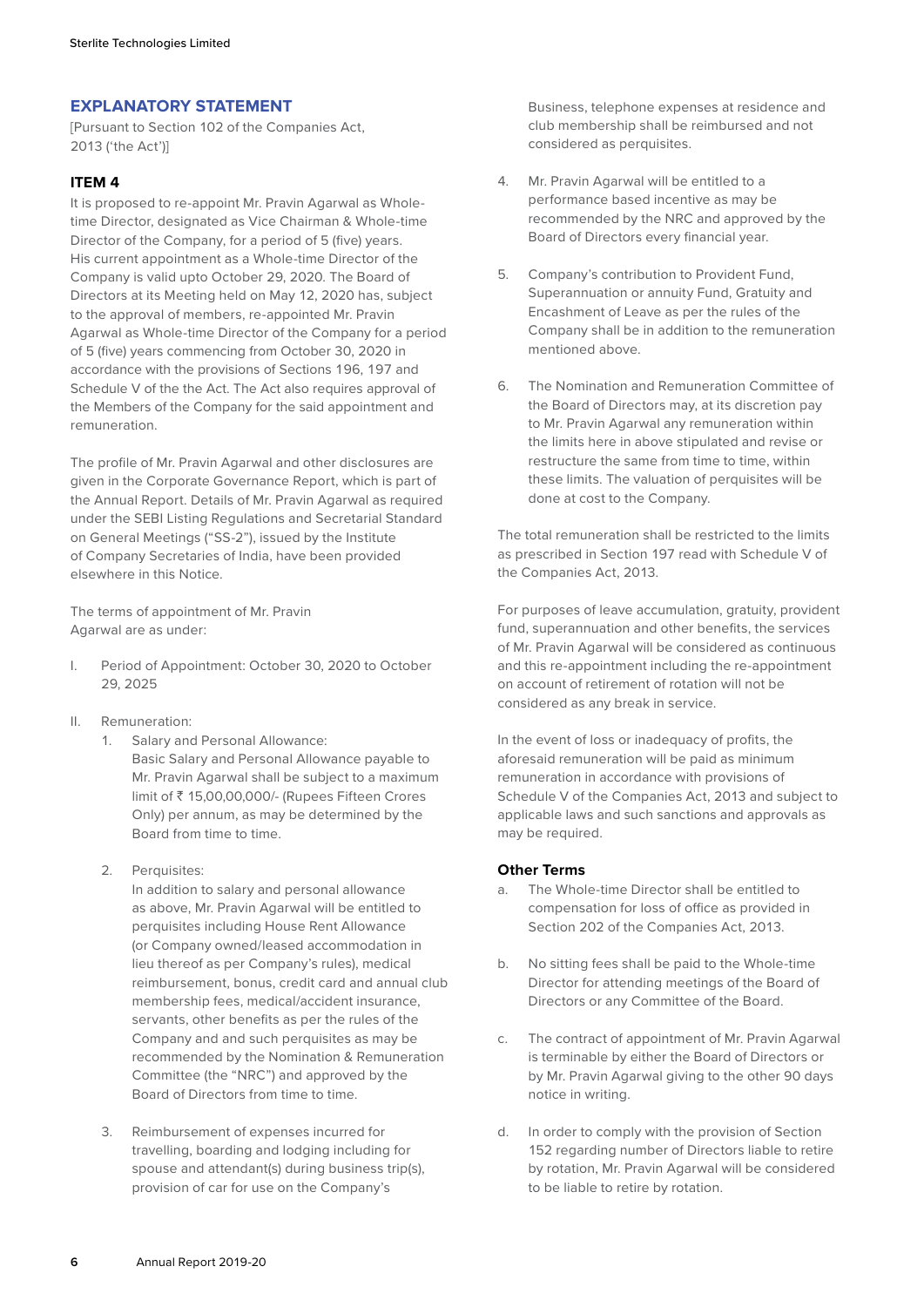## EXPLANATORY STATEMENT

[Pursuant to Section 102 of the Companies Act, 2013 ('the Act')]

### ITEM 4

It is proposed to re-appoint Mr. Pravin Agarwal as Whole-time Director, designated as Vice Chairman & Whole-time Director of the Company, for a period of 5 (five) years. His current appointment as a Whole-time Director of the Company is valid upto October 29, 2020. The Board of Directors at its Meeting held on May 12, 2020 has, subject to the approval of members, re-appointed Mr. Pravin Agarwal as Whole-time Director of the Company for a period of 5 (five) years commencing from October 30, 2020 in accordance with the provisions of Sections 196, 197 and Schedule V of the the Act. The Act also requires approval of the Members of the Company for the said appointment and remuneration.

The profile of Mr. Pravin Agarwal and other disclosures are given in the Corporate Governance Report, which is part of the Annual Report. Details of Mr. Pravin Agarwal as required under the SEBI Listing Regulations and Secretarial Standard on General Meetings ("SS-2"), issued by the Institute of Company Secretaries of India, have been provided elsewhere in this Notice.

The terms of appointment of Mr. Pravin Agarwal are as under:

I. Period of Appointment: October 30, 2020 to October 29, 2025

II. Remuneration:

1. Salary and Personal Allowance:
   Basic Salary and Personal Allowance payable to Mr. Pravin Agarwal shall be subject to a maximum limit of ₹ 15,00,00,000/- (Rupees Fifteen Crores Only) per annum, as may be determined by the Board from time to time.

2. Perquisites:
   In addition to salary and personal allowance as above, Mr. Pravin Agarwal will be entitled to perquisites including House Rent Allowance (or Company owned/leased accommodation in lieu thereof as per Company's rules), medical reimbursement, bonus, credit card and annual club membership fees, medical/accident insurance, servants, other benefits as per the rules of the Company and and such perquisites as may be recommended by the Nomination & Remuneration Committee (the "NRC") and approved by the Board of Directors from time to time.

3. Reimbursement of expenses incurred for travelling, boarding and lodging including for spouse and attendant(s) during business trip(s), provision of car for use on the Company's Business, telephone expenses at residence and club membership shall be reimbursed and not considered as perquisites.

4. Mr. Pravin Agarwal will be entitled to a performance based incentive as may be recommended by the NRC and approved by the Board of Directors every financial year.

5. Company's contribution to Provident Fund, Superannuation or annuity Fund, Gratuity and Encashment of Leave as per the rules of the Company shall be in addition to the remuneration mentioned above.

6. The Nomination and Remuneration Committee of the Board of Directors may, at its discretion pay to Mr. Pravin Agarwal any remuneration within the limits here in above stipulated and revise or restructure the same from time to time, within these limits. The valuation of perquisites will be done at cost to the Company.

The total remuneration shall be restricted to the limits as prescribed in Section 197 read with Schedule V of the Companies Act, 2013.

For purposes of leave accumulation, gratuity, provident fund, superannuation and other benefits, the services of Mr. Pravin Agarwal will be considered as continuous and this re-appointment including the re-appointment on account of retirement of rotation will not be considered as any break in service.

In the event of loss or inadequacy of profits, the aforesaid remuneration will be paid as minimum remuneration in accordance with provisions of Schedule V of the Companies Act, 2013 and subject to applicable laws and such sanctions and approvals as may be required.

### Other Terms

a. The Whole-time Director shall be entitled to compensation for loss of office as provided in Section 202 of the Companies Act, 2013.

b. No sitting fees shall be paid to the Whole-time Director for attending meetings of the Board of Directors or any Committee of the Board.

c. The contract of appointment of Mr. Pravin Agarwal is terminable by either the Board of Directors or by Mr. Pravin Agarwal giving to the other 90 days notice in writing.

d. In order to comply with the provision of Section 152 regarding number of Directors liable to retire by rotation, Mr. Pravin Agarwal will be considered to be liable to retire by rotation.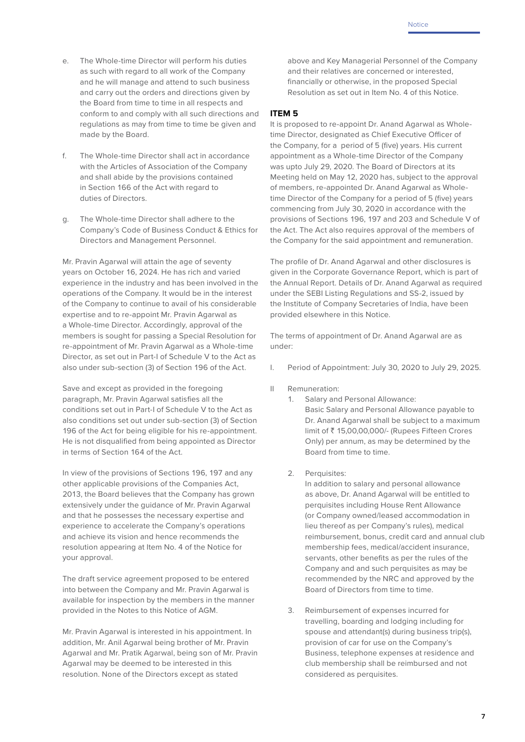e. The Whole-time Director will perform his duties as such with regard to all work of the Company and he will manage and attend to such business and carry out the orders and directions given by the Board from time to time in all respects and conform to and comply with all such directions and regulations as may from time to time be given and made by the Board.

f. The Whole-time Director shall act in accordance with the Articles of Association of the Company and shall abide by the provisions contained in Section 166 of the Act with regard to duties of Directors.

g. The Whole-time Director shall adhere to the Company's Code of Business Conduct & Ethics for Directors and Management Personnel.

Mr. Pravin Agarwal will attain the age of seventy years on October 16, 2024. He has rich and varied experience in the industry and has been involved in the operations of the Company. It would be in the interest of the Company to continue to avail of his considerable expertise and to re-appoint Mr. Pravin Agarwal as a Whole-time Director. Accordingly, approval of the members is sought for passing a Special Resolution for re-appointment of Mr. Pravin Agarwal as a Whole-time Director, as set out in Part-I of Schedule V to the Act as also under sub-section (3) of Section 196 of the Act.

Save and except as provided in the foregoing paragraph, Mr. Pravin Agarwal satisfies all the conditions set out in Part-I of Schedule V to the Act as also conditions set out under sub-section (3) of Section 196 of the Act for being eligible for his re-appointment. He is not disqualified from being appointed as Director in terms of Section 164 of the Act.

In view of the provisions of Sections 196, 197 and any other applicable provisions of the Companies Act, 2013, the Board believes that the Company has grown extensively under the guidance of Mr. Pravin Agarwal and that he possesses the necessary expertise and experience to accelerate the Company's operations and achieve its vision and hence recommends the resolution appearing at Item No. 4 of the Notice for your approval.

The draft service agreement proposed to be entered into between the Company and Mr. Pravin Agarwal is available for inspection by the members in the manner provided in the Notes to this Notice of AGM.

Mr. Pravin Agarwal is interested in his appointment. In addition, Mr. Anil Agarwal being brother of Mr. Pravin Agarwal and Mr. Pratik Agarwal, being son of Mr. Pravin Agarwal may be deemed to be interested in this resolution. None of the Directors except as stated above and Key Managerial Personnel of the Company and their relatives are concerned or interested, financially or otherwise, in the proposed Special Resolution as set out in Item No. 4 of this Notice.

### ITEM 5

It is proposed to re-appoint Dr. Anand Agarwal as Whole-time Director, designated as Chief Executive Officer of the Company, for a period of 5 (five) years. His current appointment as a Whole-time Director of the Company was upto July 29, 2020. The Board of Directors at its Meeting held on May 12, 2020 has, subject to the approval of members, re-appointed Dr. Anand Agarwal as Whole-time Director of the Company for a period of 5 (five) years commencing from July 30, 2020 in accordance with the provisions of Sections 196, 197 and 203 and Schedule V of the Act. The Act also requires approval of the members of the Company for the said appointment and remuneration.

The profile of Dr. Anand Agarwal and other disclosures is given in the Corporate Governance Report, which is part of the Annual Report. Details of Dr. Anand Agarwal as required under the SEBI Listing Regulations and SS-2, issued by the Institute of Company Secretaries of India, have been provided elsewhere in this Notice.

The terms of appointment of Dr. Anand Agarwal are as under:

I. Period of Appointment: July 30, 2020 to July 29, 2025.

II Remuneration:

1. Salary and Personal Allowance:
   Basic Salary and Personal Allowance payable to Dr. Anand Agarwal shall be subject to a maximum limit of ₹ 15,00,00,000/- (Rupees Fifteen Crores Only) per annum, as may be determined by the Board from time to time.

2. Perquisites:
   In addition to salary and personal allowance as above, Dr. Anand Agarwal will be entitled to perquisites including House Rent Allowance (or Company owned/leased accommodation in lieu thereof as per Company's rules), medical reimbursement, bonus, credit card and annual club membership fees, medical/accident insurance, servants, other benefits as per the rules of the Company and and such perquisites as may be recommended by the NRC and approved by the Board of Directors from time to time.

3. Reimbursement of expenses incurred for travelling, boarding and lodging including for spouse and attendant(s) during business trip(s), provision of car for use on the Company's Business, telephone expenses at residence and club membership shall be reimbursed and not considered as perquisites.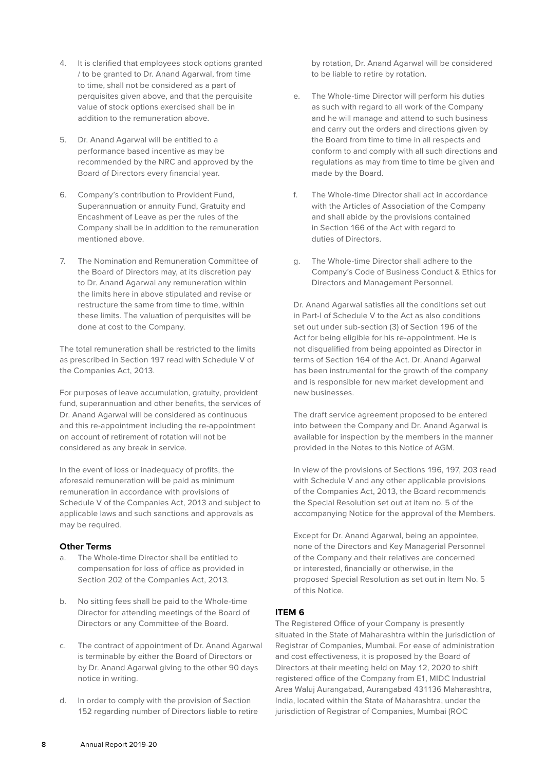4. It is clarified that employees stock options granted / to be granted to Dr. Anand Agarwal, from time to time, shall not be considered as a part of perquisites given above, and that the perquisite value of stock options exercised shall be in addition to the remuneration above.

5. Dr. Anand Agarwal will be entitled to a performance based incentive as may be recommended by the NRC and approved by the Board of Directors every financial year.

6. Company's contribution to Provident Fund, Superannuation or annuity Fund, Gratuity and Encashment of Leave as per the rules of the Company shall be in addition to the remuneration mentioned above.

7. The Nomination and Remuneration Committee of the Board of Directors may, at its discretion pay to Dr. Anand Agarwal any remuneration within the limits here in above stipulated and revise or restructure the same from time to time, within these limits. The valuation of perquisites will be done at cost to the Company.

The total remuneration shall be restricted to the limits as prescribed in Section 197 read with Schedule V of the Companies Act, 2013.

For purposes of leave accumulation, gratuity, provident fund, superannuation and other benefits, the services of Dr. Anand Agarwal will be considered as continuous and this re-appointment including the re-appointment on account of retirement of rotation will not be considered as any break in service.

In the event of loss or inadequacy of profits, the aforesaid remuneration will be paid as minimum remuneration in accordance with provisions of Schedule V of the Companies Act, 2013 and subject to applicable laws and such sanctions and approvals as may be required.

### Other Terms

a. The Whole-time Director shall be entitled to compensation for loss of office as provided in Section 202 of the Companies Act, 2013.

b. No sitting fees shall be paid to the Whole-time Director for attending meetings of the Board of Directors or any Committee of the Board.

c. The contract of appointment of Dr. Anand Agarwal is terminable by either the Board of Directors or by Dr. Anand Agarwal giving to the other 90 days notice in writing.

d. In order to comply with the provision of Section 152 regarding number of Directors liable to retire by rotation, Dr. Anand Agarwal will be considered to be liable to retire by rotation.

e. The Whole-time Director will perform his duties as such with regard to all work of the Company and he will manage and attend to such business and carry out the orders and directions given by the Board from time to time in all respects and conform to and comply with all such directions and regulations as may from time to time be given and made by the Board.

f. The Whole-time Director shall act in accordance with the Articles of Association of the Company and shall abide by the provisions contained in Section 166 of the Act with regard to duties of Directors.

g. The Whole-time Director shall adhere to the Company's Code of Business Conduct & Ethics for Directors and Management Personnel.

Dr. Anand Agarwal satisfies all the conditions set out in Part-I of Schedule V to the Act as also conditions set out under sub-section (3) of Section 196 of the Act for being eligible for his re-appointment. He is not disqualified from being appointed as Director in terms of Section 164 of the Act. Dr. Anand Agarwal has been instrumental for the growth of the company and is responsible for new market development and new businesses.

The draft service agreement proposed to be entered into between the Company and Dr. Anand Agarwal is available for inspection by the members in the manner provided in the Notes to this Notice of AGM.

In view of the provisions of Sections 196, 197, 203 read with Schedule V and any other applicable provisions of the Companies Act, 2013, the Board recommends the Special Resolution set out at item no. 5 of the accompanying Notice for the approval of the Members.

Except for Dr. Anand Agarwal, being an appointee, none of the Directors and Key Managerial Personnel of the Company and their relatives are concerned or interested, financially or otherwise, in the proposed Special Resolution as set out in Item No. 5 of this Notice.

### ITEM 6

The Registered Office of your Company is presently situated in the State of Maharashtra within the jurisdiction of Registrar of Companies, Mumbai. For ease of administration and cost effectiveness, it is proposed by the Board of Directors at their meeting held on May 12, 2020 to shift registered office of the Company from E1, MIDC Industrial Area Waluj Aurangabad, Aurangabad 431136 Maharashtra, India, located within the State of Maharashtra, under the jurisdiction of Registrar of Companies, Mumbai (ROC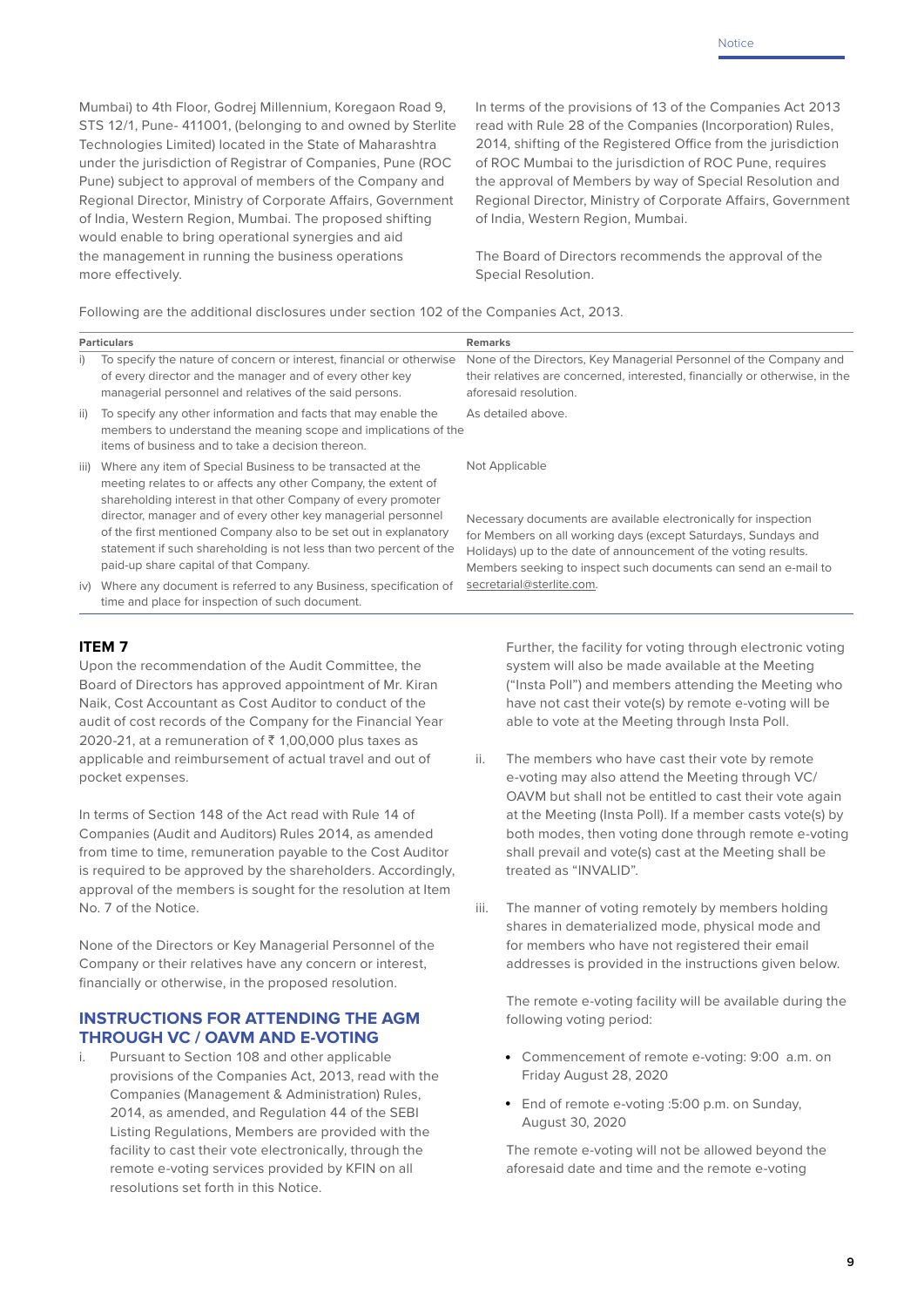Mumbai) to 4th Floor, Godrej Millennium, Koregaon Road 9, STS 12/1, Pune- 411001, (belonging to and owned by Sterlite Technologies Limited) located in the State of Maharashtra under the jurisdiction of Registrar of Companies, Pune (ROC Pune) subject to approval of members of the Company and Regional Director, Ministry of Corporate Affairs, Government of India, Western Region, Mumbai. The proposed shifting would enable to bring operational synergies and aid the management in running the business operations more effectively.

In terms of the provisions of 13 of the Companies Act 2013 read with Rule 28 of the Companies (Incorporation) Rules, 2014, shifting of the Registered Office from the jurisdiction of ROC Mumbai to the jurisdiction of ROC Pune, requires the approval of Members by way of Special Resolution and Regional Director, Ministry of Corporate Affairs, Government of India, Western Region, Mumbai.

The Board of Directors recommends the approval of the Special Resolution.

Following are the additional disclosures under section 102 of the Companies Act, 2013.

| Particulars | Remarks |
|---|---|
| i) To specify the nature of concern or interest, financial or otherwise of every director and the manager and of every other key managerial personnel and relatives of the said persons. | None of the Directors, Key Managerial Personnel of the Company and their relatives are concerned, interested, financially or otherwise, in the aforesaid resolution. |
| ii) To specify any other information and facts that may enable the members to understand the meaning scope and implications of the items of business and to take a decision thereon. | As detailed above. |
| iii) Where any item of Special Business to be transacted at the meeting relates to or affects any other Company, the extent of shareholding interest in that other Company of every promoter director, manager and of every other key managerial personnel of the first mentioned Company also to be set out in explanatory statement if such shareholding is not less than two percent of the paid-up share capital of that Company. | Not Applicable |
| iv) Where any document is referred to any Business, specification of time and place for inspection of such document. | Necessary documents are available electronically for inspection for Members on all working days (except Saturdays, Sundays and Holidays) up to the date of announcement of the voting results. Members seeking to inspect such documents can send an e-mail to secretarial@sterlite.com. |

### ITEM 7

Upon the recommendation of the Audit Committee, the Board of Directors has approved appointment of Mr. Kiran Naik, Cost Accountant as Cost Auditor to conduct of the audit of cost records of the Company for the Financial Year 2020-21, at a remuneration of ₹ 1,00,000 plus taxes as applicable and reimbursement of actual travel and out of pocket expenses.

In terms of Section 148 of the Act read with Rule 14 of Companies (Audit and Auditors) Rules 2014, as amended from time to time, remuneration payable to the Cost Auditor is required to be approved by the shareholders. Accordingly, approval of the members is sought for the resolution at Item No. 7 of the Notice.

None of the Directors or Key Managerial Personnel of the Company or their relatives have any concern or interest, financially or otherwise, in the proposed resolution.

## INSTRUCTIONS FOR ATTENDING THE AGM THROUGH VC / OAVM AND E-VOTING

i. Pursuant to Section 108 and other applicable provisions of the Companies Act, 2013, read with the Companies (Management & Administration) Rules, 2014, as amended, and Regulation 44 of the SEBI Listing Regulations, Members are provided with the facility to cast their vote electronically, through the remote e-voting services provided by KFIN on all resolutions set forth in this Notice.

   Further, the facility for voting through electronic voting system will also be made available at the Meeting ("Insta Poll") and members attending the Meeting who have not cast their vote(s) by remote e-voting will be able to vote at the Meeting through Insta Poll.

ii. The members who have cast their vote by remote e-voting may also attend the Meeting through VC/ OAVM but shall not be entitled to cast their vote again at the Meeting (Insta Poll). If a member casts vote(s) by both modes, then voting done through remote e-voting shall prevail and vote(s) cast at the Meeting shall be treated as "INVALID".

iii. The manner of voting remotely by members holding shares in dematerialized mode, physical mode and for members who have not registered their email addresses is provided in the instructions given below.

   The remote e-voting facility will be available during the following voting period:

   - Commencement of remote e-voting: 9:00 a.m. on Friday August 28, 2020
   - End of remote e-voting :5:00 p.m. on Sunday, August 30, 2020

   The remote e-voting will not be allowed beyond the aforesaid date and time and the remote e-voting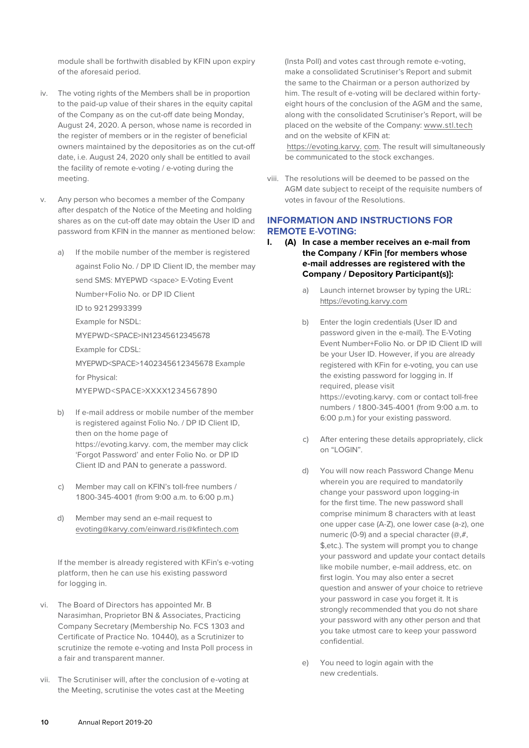module shall be forthwith disabled by KFIN upon expiry of the aforesaid period.

iv. The voting rights of the Members shall be in proportion to the paid-up value of their shares in the equity capital of the Company as on the cut-off date being Monday, August 24, 2020. A person, whose name is recorded in the register of members or in the register of beneficial owners maintained by the depositories as on the cut-off date, i.e. August 24, 2020 only shall be entitled to avail the facility of remote e-voting / e-voting during the meeting.

v. Any person who becomes a member of the Company after despatch of the Notice of the Meeting and holding shares as on the cut-off date may obtain the User ID and password from KFIN in the manner as mentioned below:

   a) If the mobile number of the member is registered against Folio No. / DP ID Client ID, the member may send SMS: MYEPWD <space> E-Voting Event Number+Folio No. or DP ID Client ID to 9212993399
   
      Example for NSDL:
      
      MYEPWD<SPACE>IN12345612345678
      
      Example for CDSL:
      
      MYEPWD<SPACE>1402345612345678 Example for Physical:
      
      MYEPWD<SPACE>XXXX1234567890

   b) If e-mail address or mobile number of the member is registered against Folio No. / DP ID Client ID, then on the home page of https://evoting.karvy. com, the member may click 'Forgot Password' and enter Folio No. or DP ID Client ID and PAN to generate a password.

   c) Member may call on KFIN's toll-free numbers / 1800-345-4001 (from 9:00 a.m. to 6:00 p.m.)

   d) Member may send an e-mail request to evoting@karvy.com/einward.ris@kfintech.com

   If the member is already registered with KFin's e-voting platform, then he can use his existing password for logging in.

vi. The Board of Directors has appointed Mr. B Narasimhan, Proprietor BN & Associates, Practicing Company Secretary (Membership No. FCS 1303 and Certificate of Practice No. 10440), as a Scrutinizer to scrutinize the remote e-voting and Insta Poll process in a fair and transparent manner.

vii. The Scrutiniser will, after the conclusion of e-voting at the Meeting, scrutinise the votes cast at the Meeting (Insta Poll) and votes cast through remote e-voting, make a consolidated Scrutiniser's Report and submit the same to the Chairman or a person authorized by him. The result of e-voting will be declared within forty-eight hours of the conclusion of the AGM and the same, along with the consolidated Scrutiniser's Report, will be placed on the website of the Company: www.stl.tech and on the website of KFIN at: https://evoting.karvy. com. The result will simultaneously be communicated to the stock exchanges.

viii. The resolutions will be deemed to be passed on the AGM date subject to receipt of the requisite numbers of votes in favour of the Resolutions.

## INFORMATION AND INSTRUCTIONS FOR REMOTE E-VOTING:

**I. (A) In case a member receives an e-mail from the Company / KFin [for members whose e-mail addresses are registered with the Company / Depository Participant(s)]:**

a) Launch internet browser by typing the URL: https://evoting.karvy.com

b) Enter the login credentials (User ID and password given in the e-mail). The E-Voting Event Number+Folio No. or DP ID Client ID will be your User ID. However, if you are already registered with KFin for e-voting, you can use the existing password for logging in. If required, please visit https://evoting.karvy. com or contact toll-free numbers / 1800-345-4001 (from 9:00 a.m. to 6:00 p.m.) for your existing password.

c) After entering these details appropriately, click on "LOGIN".

d) You will now reach Password Change Menu wherein you are required to mandatorily change your password upon logging-in for the first time. The new password shall comprise minimum 8 characters with at least one upper case (A-Z), one lower case (a-z), one numeric (0-9) and a special character (@,#, $,etc.). The system will prompt you to change your password and update your contact details like mobile number, e-mail address, etc. on first login. You may also enter a secret question and answer of your choice to retrieve your password in case you forget it. It is strongly recommended that you do not share your password with any other person and that you take utmost care to keep your password confidential.

e) You need to login again with the new credentials.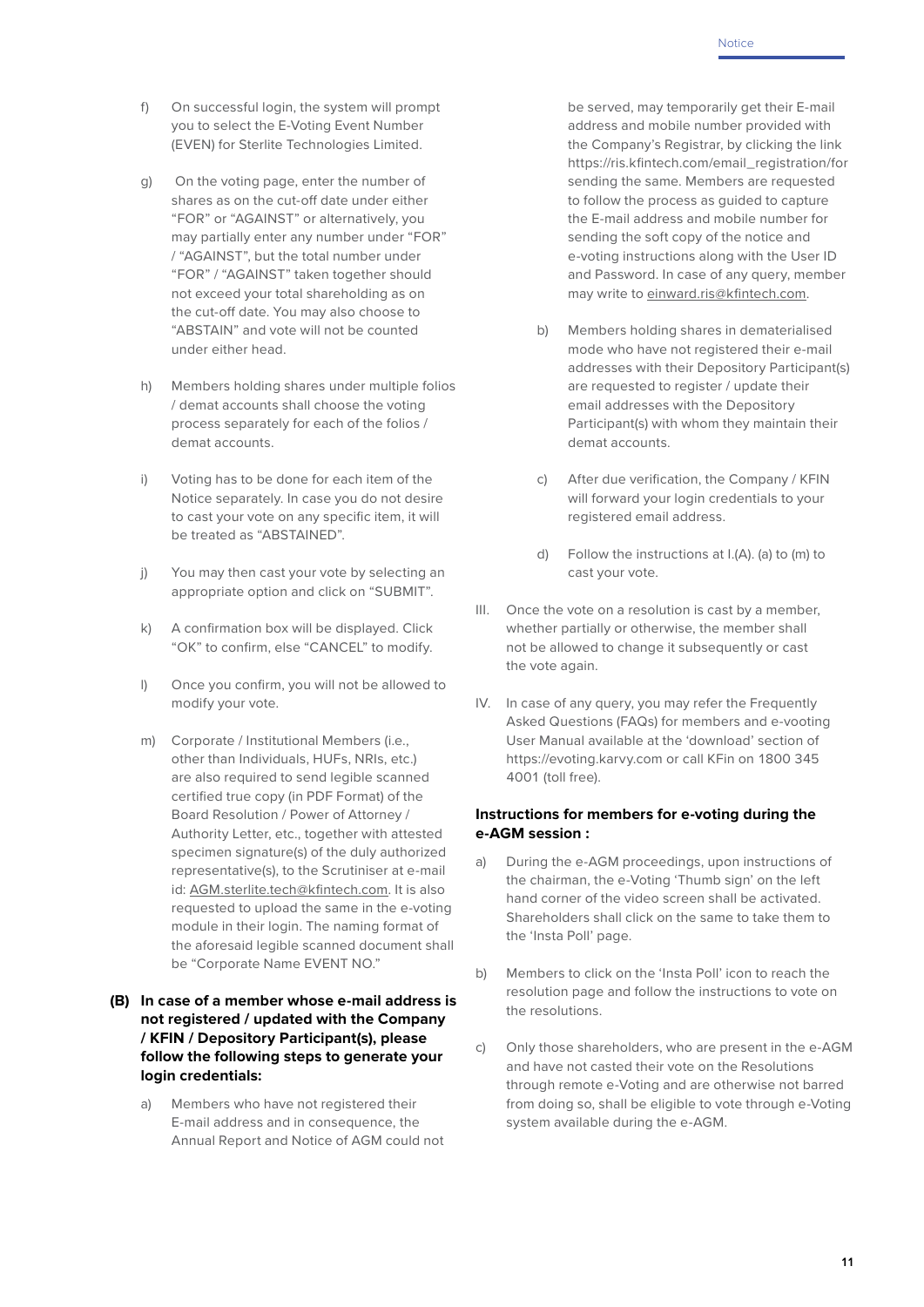f) On successful login, the system will prompt you to select the E-Voting Event Number (EVEN) for Sterlite Technologies Limited.

g) On the voting page, enter the number of shares as on the cut-off date under either "FOR" or "AGAINST" or alternatively, you may partially enter any number under "FOR" / "AGAINST", but the total number under "FOR" / "AGAINST" taken together should not exceed your total shareholding as on the cut-off date. You may also choose to "ABSTAIN" and vote will not be counted under either head.

h) Members holding shares under multiple folios / demat accounts shall choose the voting process separately for each of the folios / demat accounts.

i) Voting has to be done for each item of the Notice separately. In case you do not desire to cast your vote on any specific item, it will be treated as "ABSTAINED".

j) You may then cast your vote by selecting an appropriate option and click on "SUBMIT".

k) A confirmation box will be displayed. Click "OK" to confirm, else "CANCEL" to modify.

l) Once you confirm, you will not be allowed to modify your vote.

m) Corporate / Institutional Members (i.e., other than Individuals, HUFs, NRIs, etc.) are also required to send legible scanned certified true copy (in PDF Format) of the Board Resolution / Power of Attorney / Authority Letter, etc., together with attested specimen signature(s) of the duly authorized representative(s), to the Scrutiniser at e-mail id: AGM.sterlite.tech@kfintech.com. It is also requested to upload the same in the e-voting module in their login. The naming format of the aforesaid legible scanned document shall be "Corporate Name EVENT NO."

**(B) In case of a member whose e-mail address is not registered / updated with the Company / KFIN / Depository Participant(s), please follow the following steps to generate your login credentials:**

a) Members who have not registered their E-mail address and in consequence, the Annual Report and Notice of AGM could not be served, may temporarily get their E-mail address and mobile number provided with the Company's Registrar, by clicking the link https://ris.kfintech.com/email_registration/for sending the same. Members are requested to follow the process as guided to capture the E-mail address and mobile number for sending the soft copy of the notice and e-voting instructions along with the User ID and Password. In case of any query, member may write to einward.ris@kfintech.com.

b) Members holding shares in dematerialised mode who have not registered their e-mail addresses with their Depository Participant(s) are requested to register / update their email addresses with the Depository Participant(s) with whom they maintain their demat accounts.

c) After due verification, the Company / KFIN will forward your login credentials to your registered email address.

d) Follow the instructions at I.(A). (a) to (m) to cast your vote.

III. Once the vote on a resolution is cast by a member, whether partially or otherwise, the member shall not be allowed to change it subsequently or cast the vote again.

IV. In case of any query, you may refer the Frequently Asked Questions (FAQs) for members and e-voting User Manual available at the 'download' section of https://evoting.karvy.com or call KFin on 1800 345 4001 (toll free).

**Instructions for members for e-voting during the e-AGM session :**

a) During the e-AGM proceedings, upon instructions of the chairman, the e-Voting 'Thumb sign' on the left hand corner of the video screen shall be activated. Shareholders shall click on the same to take them to the 'Insta Poll' page.

b) Members to click on the 'Insta Poll' icon to reach the resolution page and follow the instructions to vote on the resolutions.

c) Only those shareholders, who are present in the e-AGM and have not casted their vote on the Resolutions through remote e-Voting and are otherwise not barred from doing so, shall be eligible to vote through e-Voting system available during the e-AGM.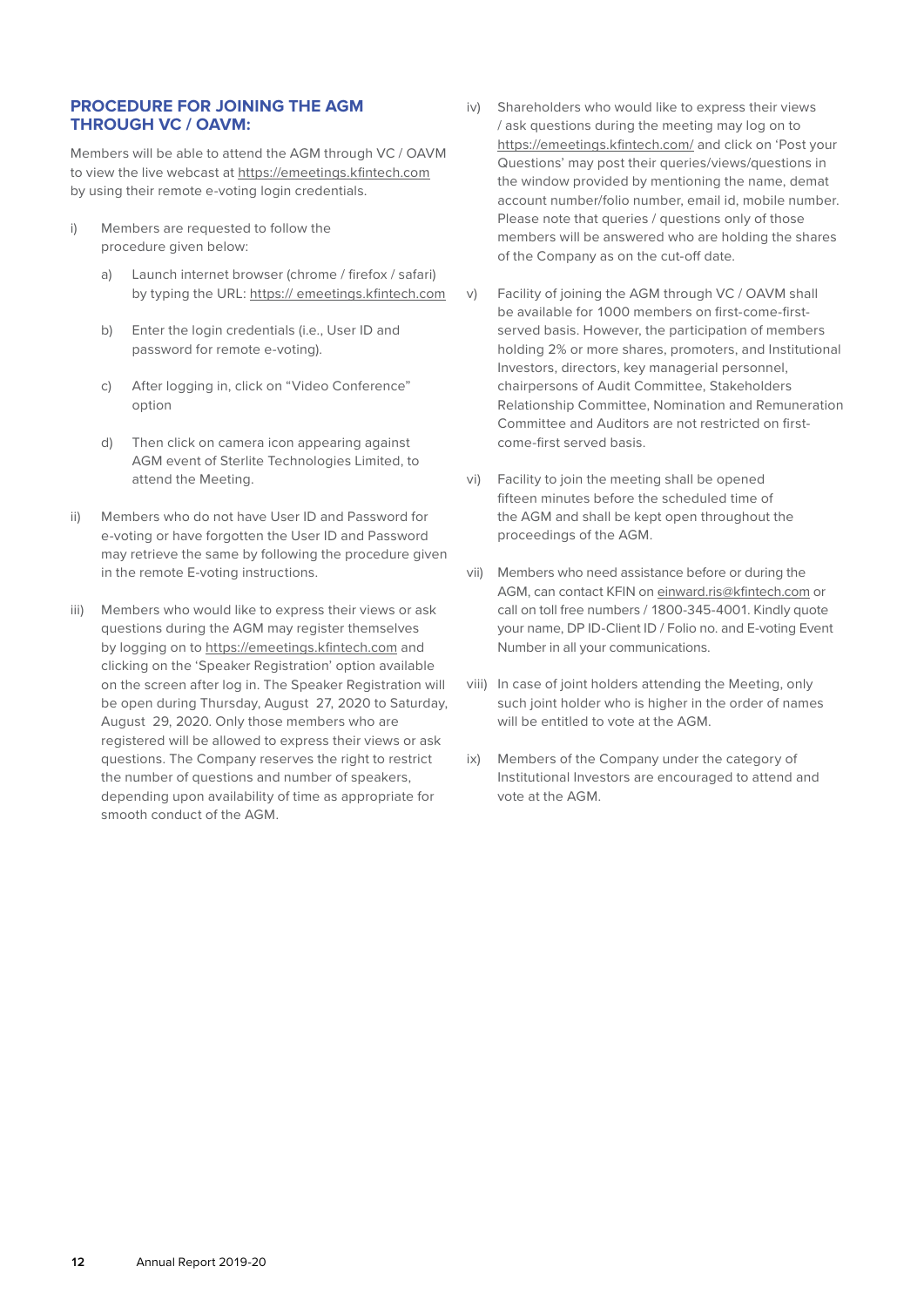## PROCEDURE FOR JOINING THE AGM THROUGH VC / OAVM:

Members will be able to attend the AGM through VC / OAVM to view the live webcast at https://emeetings.kfintech.com by using their remote e-voting login credentials.

i) Members are requested to follow the procedure given below:

   a) Launch internet browser (chrome / firefox / safari) by typing the URL: https:// emeetings.kfintech.com

   b) Enter the login credentials (i.e., User ID and password for remote e-voting).

   c) After logging in, click on "Video Conference" option

   d) Then click on camera icon appearing against AGM event of Sterlite Technologies Limited, to attend the Meeting.

ii) Members who do not have User ID and Password for e-voting or have forgotten the User ID and Password may retrieve the same by following the procedure given in the remote E-voting instructions.

iii) Members who would like to express their views or ask questions during the AGM may register themselves by logging on to https://emeetings.kfintech.com and clicking on the 'Speaker Registration' option available on the screen after log in. The Speaker Registration will be open during Thursday, August 27, 2020 to Saturday, August 29, 2020. Only those members who are registered will be allowed to express their views or ask questions. The Company reserves the right to restrict the number of questions and number of speakers, depending upon availability of time as appropriate for smooth conduct of the AGM.

iv) Shareholders who would like to express their views / ask questions during the meeting may log on to https://emeetings.kfintech.com/ and click on 'Post your Questions' may post their queries/views/questions in the window provided by mentioning the name, demat account number/folio number, email id, mobile number. Please note that queries / questions only of those members will be answered who are holding the shares of the Company as on the cut-off date.

v) Facility of joining the AGM through VC / OAVM shall be available for 1000 members on first-come-first-served basis. However, the participation of members holding 2% or more shares, promoters, and Institutional Investors, directors, key managerial personnel, chairpersons of Audit Committee, Stakeholders Relationship Committee, Nomination and Remuneration Committee and Auditors are not restricted on first-come-first served basis.

vi) Facility to join the meeting shall be opened fifteen minutes before the scheduled time of the AGM and shall be kept open throughout the proceedings of the AGM.

vii) Members who need assistance before or during the AGM, can contact KFIN on einward.ris@kfintech.com or call on toll free numbers / 1800-345-4001. Kindly quote your name, DP ID-Client ID / Folio no. and E-voting Event Number in all your communications.

viii) In case of joint holders attending the Meeting, only such joint holder who is higher in the order of names will be entitled to vote at the AGM.

ix) Members of the Company under the category of Institutional Investors are encouraged to attend and vote at the AGM.